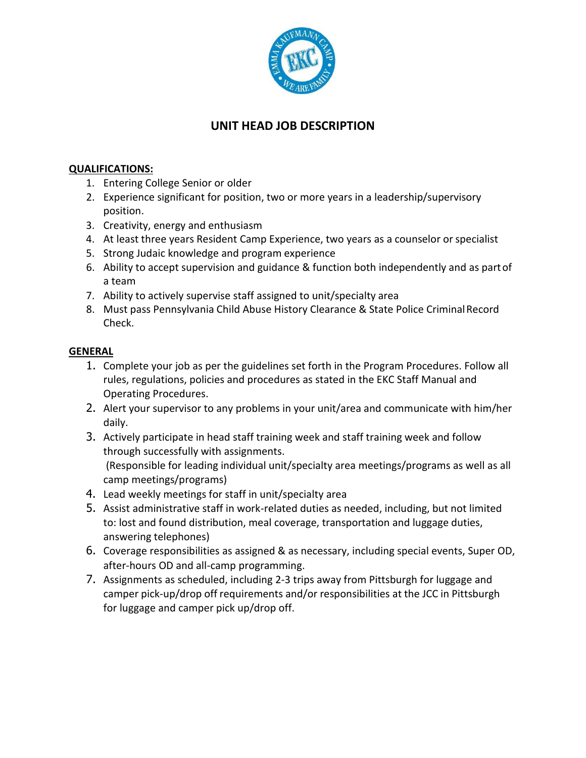# UNIT HEAD JOB DESCRIPTION

**QUALIFICATIONS:**

1. Entering College Senior or older
2. Experience significant for position, two or more years in a leadership/supervisory position.
3. Creativity, energy and enthusiasm
4. At least three years Resident Camp Experience, two years as a counselor or specialist
5. Strong Judaic knowledge and program experience
6. Ability to accept supervision and guidance & function both independently and as part of a team
7. Ability to actively supervise staff assigned to unit/specialty area
8. Must pass Pennsylvania Child Abuse History Clearance & State Police Criminal Record Check.

**GENERAL**

1. Complete your job as per the guidelines set forth in the Program Procedures. Follow all rules, regulations, policies and procedures as stated in the EKC Staff Manual and Operating Procedures.
2. Alert your supervisor to any problems in your unit/area and communicate with him/her daily.
3. Actively participate in head staff training week and staff training week and follow through successfully with assignments.
   (Responsible for leading individual unit/specialty area meetings/programs as well as all camp meetings/programs)
4. Lead weekly meetings for staff in unit/specialty area
5. Assist administrative staff in work-related duties as needed, including, but not limited to: lost and found distribution, meal coverage, transportation and luggage duties, answering telephones)
6. Coverage responsibilities as assigned & as necessary, including special events, Super OD, after-hours OD and all-camp programming.
7. Assignments as scheduled, including 2-3 trips away from Pittsburgh for luggage and camper pick-up/drop off requirements and/or responsibilities at the JCC in Pittsburgh for luggage and camper pick up/drop off.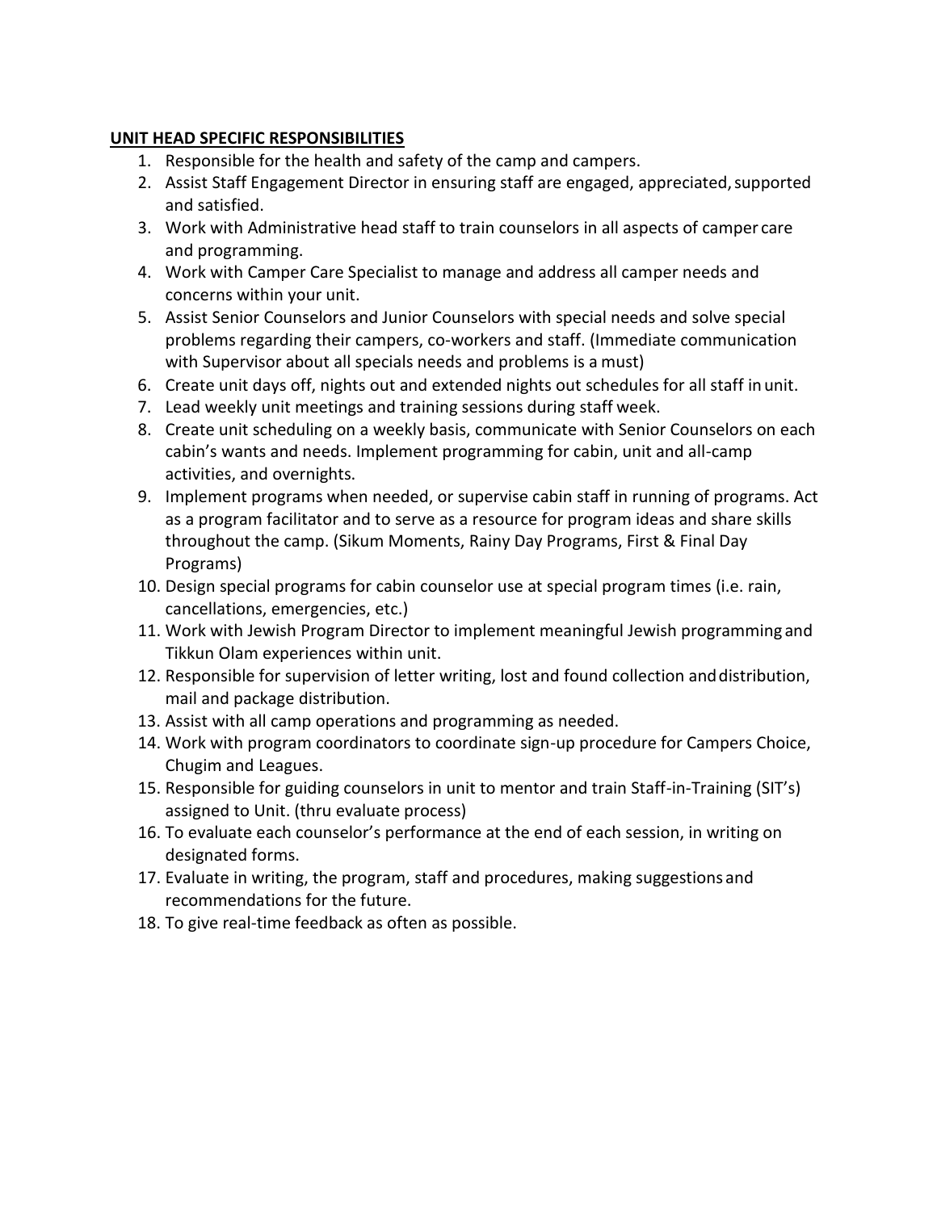**UNIT HEAD SPECIFIC RESPONSIBILITIES**

1. Responsible for the health and safety of the camp and campers.
2. Assist Staff Engagement Director in ensuring staff are engaged, appreciated, supported and satisfied.
3. Work with Administrative head staff to train counselors in all aspects of camper care and programming.
4. Work with Camper Care Specialist to manage and address all camper needs and concerns within your unit.
5. Assist Senior Counselors and Junior Counselors with special needs and solve special problems regarding their campers, co-workers and staff. (Immediate communication with Supervisor about all specials needs and problems is a must)
6. Create unit days off, nights out and extended nights out schedules for all staff in unit.
7. Lead weekly unit meetings and training sessions during staff week.
8. Create unit scheduling on a weekly basis, communicate with Senior Counselors on each cabin's wants and needs. Implement programming for cabin, unit and all-camp activities, and overnights.
9. Implement programs when needed, or supervise cabin staff in running of programs. Act as a program facilitator and to serve as a resource for program ideas and share skills throughout the camp. (Sikum Moments, Rainy Day Programs, First & Final Day Programs)
10. Design special programs for cabin counselor use at special program times (i.e. rain, cancellations, emergencies, etc.)
11. Work with Jewish Program Director to implement meaningful Jewish programming and Tikkun Olam experiences within unit.
12. Responsible for supervision of letter writing, lost and found collection and distribution, mail and package distribution.
13. Assist with all camp operations and programming as needed.
14. Work with program coordinators to coordinate sign-up procedure for Campers Choice, Chugim and Leagues.
15. Responsible for guiding counselors in unit to mentor and train Staff-in-Training (SIT's) assigned to Unit. (thru evaluate process)
16. To evaluate each counselor's performance at the end of each session, in writing on designated forms.
17. Evaluate in writing, the program, staff and procedures, making suggestions and recommendations for the future.
18. To give real-time feedback as often as possible.